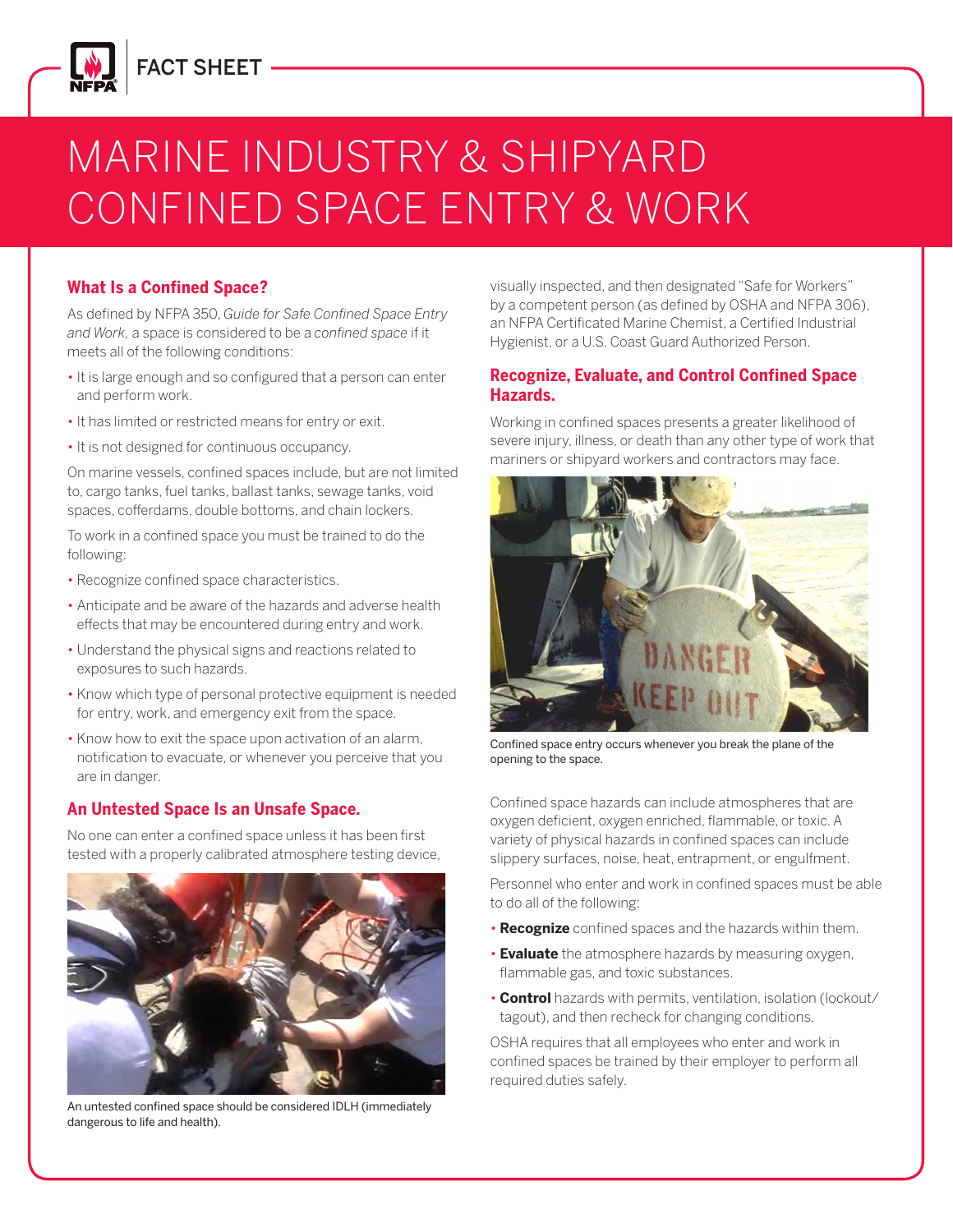FACT SHEET

# MARINE INDUSTRY & SHIPYARD CONFINED SPACE ENTRY & WORK

## What Is a Confined Space?

As defined by NFPA 350, *Guide for Safe Confined Space Entry and Work*, a space is considered to be a *confined space* if it meets all of the following conditions:

- It is large enough and so configured that a person can enter and perform work.
- It has limited or restricted means for entry or exit.
- It is not designed for continuous occupancy.

On marine vessels, confined spaces include, but are not limited to, cargo tanks, fuel tanks, ballast tanks, sewage tanks, void spaces, cofferdams, double bottoms, and chain lockers.

To work in a confined space you must be trained to do the following:

- Recognize confined space characteristics.
- Anticipate and be aware of the hazards and adverse health effects that may be encountered during entry and work.
- Understand the physical signs and reactions related to exposures to such hazards.
- Know which type of personal protective equipment is needed for entry, work, and emergency exit from the space.
- Know how to exit the space upon activation of an alarm, notification to evacuate, or whenever you perceive that you are in danger.

## An Untested Space Is an Unsafe Space.

No one can enter a confined space unless it has been first tested with a properly calibrated atmosphere testing device, visually inspected, and then designated "Safe for Workers" by a competent person (as defined by OSHA and NFPA 306), an NFPA Certificated Marine Chemist, a Certified Industrial Hygienist, or a U.S. Coast Guard Authorized Person.

An untested confined space should be considered IDLH (immediately dangerous to life and health).

## Recognize, Evaluate, and Control Confined Space Hazards.

Working in confined spaces presents a greater likelihood of severe injury, illness, or death than any other type of work that mariners or shipyard workers and contractors may face.

Confined space entry occurs whenever you break the plane of the opening to the space.

Confined space hazards can include atmospheres that are oxygen deficient, oxygen enriched, flammable, or toxic. A variety of physical hazards in confined spaces can include slippery surfaces, noise, heat, entrapment, or engulfment.

Personnel who enter and work in confined spaces must be able to do all of the following:

- **Recognize** confined spaces and the hazards within them.
- **Evaluate** the atmosphere hazards by measuring oxygen, flammable gas, and toxic substances.
- **Control** hazards with permits, ventilation, isolation (lockout/tagout), and then recheck for changing conditions.

OSHA requires that all employees who enter and work in confined spaces be trained by their employer to perform all required duties safely.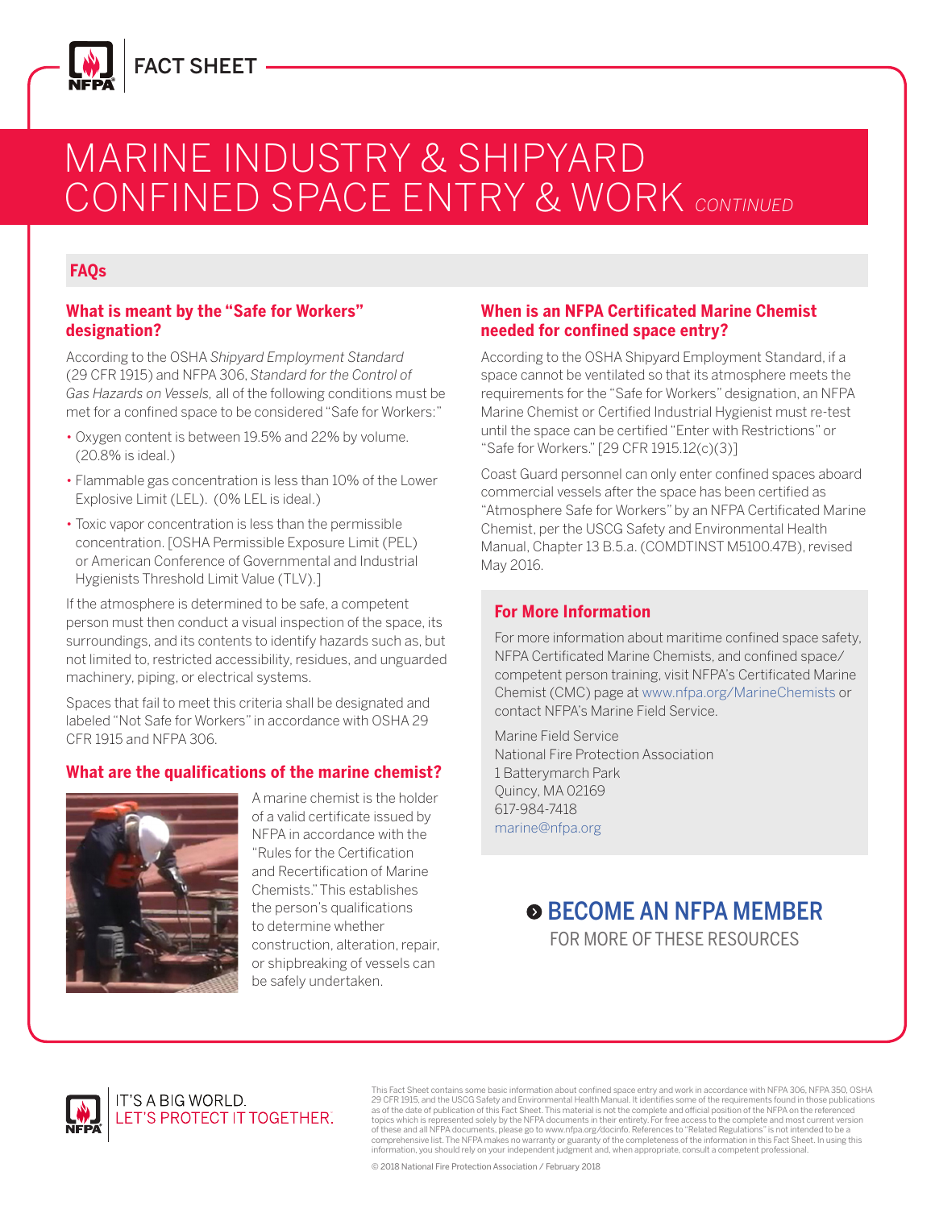FACT SHEET

# MARINE INDUSTRY & SHIPYARD CONFINED SPACE ENTRY & WORK *CONTINUED*

## FAQs

### What is meant by the "Safe for Workers" designation?

According to the OSHA *Shipyard Employment Standard* (29 CFR 1915) and NFPA 306, *Standard for the Control of Gas Hazards on Vessels,* all of the following conditions must be met for a confined space to be considered "Safe for Workers:"

- Oxygen content is between 19.5% and 22% by volume. (20.8% is ideal.)
- Flammable gas concentration is less than 10% of the Lower Explosive Limit (LEL). (0% LEL is ideal.)
- Toxic vapor concentration is less than the permissible concentration. [OSHA Permissible Exposure Limit (PEL) or American Conference of Governmental and Industrial Hygienists Threshold Limit Value (TLV).]

If the atmosphere is determined to be safe, a competent person must then conduct a visual inspection of the space, its surroundings, and its contents to identify hazards such as, but not limited to, restricted accessibility, residues, and unguarded machinery, piping, or electrical systems.

Spaces that fail to meet this criteria shall be designated and labeled "Not Safe for Workers" in accordance with OSHA 29 CFR 1915 and NFPA 306.

### What are the qualifications of the marine chemist?

A marine chemist is the holder of a valid certificate issued by NFPA in accordance with the "Rules for the Certification and Recertification of Marine Chemists." This establishes the person's qualifications to determine whether construction, alteration, repair, or shipbreaking of vessels can be safely undertaken.

### When is an NFPA Certificated Marine Chemist needed for confined space entry?

According to the OSHA Shipyard Employment Standard, if a space cannot be ventilated so that its atmosphere meets the requirements for the "Safe for Workers" designation, an NFPA Marine Chemist or Certified Industrial Hygienist must re-test until the space can be certified "Enter with Restrictions" or "Safe for Workers." [29 CFR 1915.12(c)(3)]

Coast Guard personnel can only enter confined spaces aboard commercial vessels after the space has been certified as "Atmosphere Safe for Workers" by an NFPA Certificated Marine Chemist, per the USCG Safety and Environmental Health Manual, Chapter 13 B.5.a. (COMDTINST M5100.47B), revised May 2016.

### For More Information

For more information about maritime confined space safety, NFPA Certificated Marine Chemists, and confined space/competent person training, visit NFPA's Certificated Marine Chemist (CMC) page at www.nfpa.org/MarineChemists or contact NFPA's Marine Field Service.

Marine Field Service
National Fire Protection Association
1 Batterymarch Park
Quincy, MA 02169
617-984-7418
marine@nfpa.org

**BECOME AN NFPA MEMBER**
FOR MORE OF THESE RESOURCES

IT'S A BIG WORLD.
LET'S PROTECT IT TOGETHER.

This Fact Sheet contains some basic information about confined space entry and work in accordance with NFPA 306, NFPA 350, OSHA 29 CFR 1915, and the USCG Safety and Environmental Health Manual. It identifies some of the requirements found in those publications as of the date of publication of this Fact Sheet. This material is not the complete and official position of the NFPA on the referenced topics which is represented solely by the NFPA documents in their entirety. For free access to the complete and most current version of these and all NFPA documents, please go to www.nfpa.org/docinfo. References to "Related Regulations" is not intended to be a comprehensive list. The NFPA makes no warranty or guaranty of the completeness of the information in this Fact Sheet. In using this information, you should rely on your independent judgment and, when appropriate, consult a competent professional.

© 2018 National Fire Protection Association / February 2018